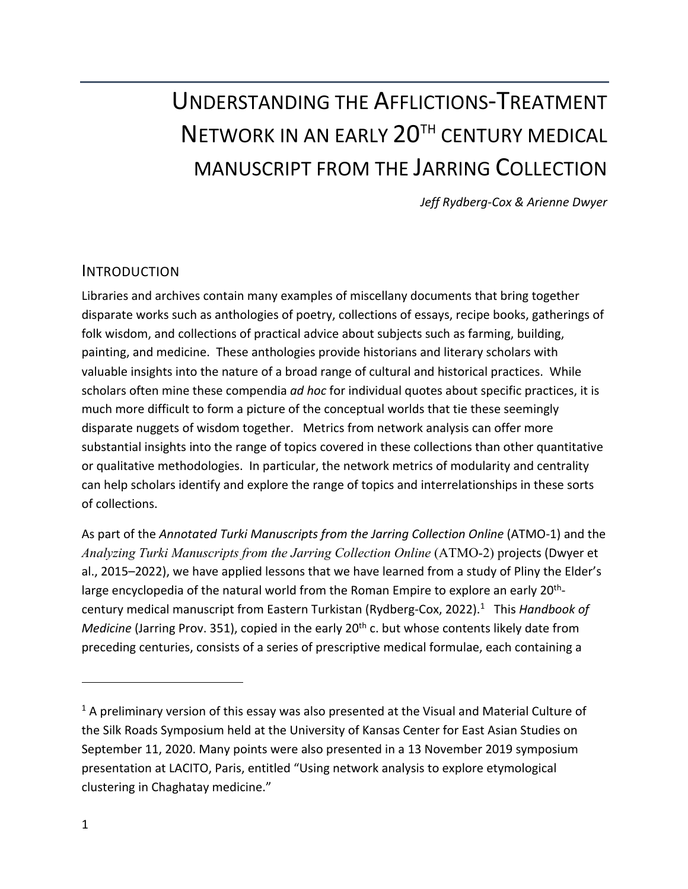# Understanding the Afflictions-Treatment Network in an early 20th century medical manuscript from the Jarring Collection

*Jeff Rydberg-Cox & Arienne Dwyer*

## Introduction

Libraries and archives contain many examples of miscellany documents that bring together disparate works such as anthologies of poetry, collections of essays, recipe books, gatherings of folk wisdom, and collections of practical advice about subjects such as farming, building, painting, and medicine. These anthologies provide historians and literary scholars with valuable insights into the nature of a broad range of cultural and historical practices. While scholars often mine these compendia *ad hoc* for individual quotes about specific practices, it is much more difficult to form a picture of the conceptual worlds that tie these seemingly disparate nuggets of wisdom together. Metrics from network analysis can offer more substantial insights into the range of topics covered in these collections than other quantitative or qualitative methodologies. In particular, the network metrics of modularity and centrality can help scholars identify and explore the range of topics and interrelationships in these sorts of collections.

As part of the *Annotated Turki Manuscripts from the Jarring Collection Online* (ATMO-1) and the *Analyzing Turki Manuscripts from the Jarring Collection Online* (ATMO-2) projects (Dwyer et al., 2015–2022), we have applied lessons that we have learned from a study of Pliny the Elder's large encyclopedia of the natural world from the Roman Empire to explore an early 20th-century medical manuscript from Eastern Turkistan (Rydberg-Cox, 2022).[1] This *Handbook of Medicine* (Jarring Prov. 351), copied in the early 20th c. but whose contents likely date from preceding centuries, consists of a series of prescriptive medical formulae, each containing a

[1] A preliminary version of this essay was also presented at the Visual and Material Culture of the Silk Roads Symposium held at the University of Kansas Center for East Asian Studies on September 11, 2020. Many points were also presented in a 13 November 2019 symposium presentation at LACITO, Paris, entitled "Using network analysis to explore etymological clustering in Chaghatay medicine."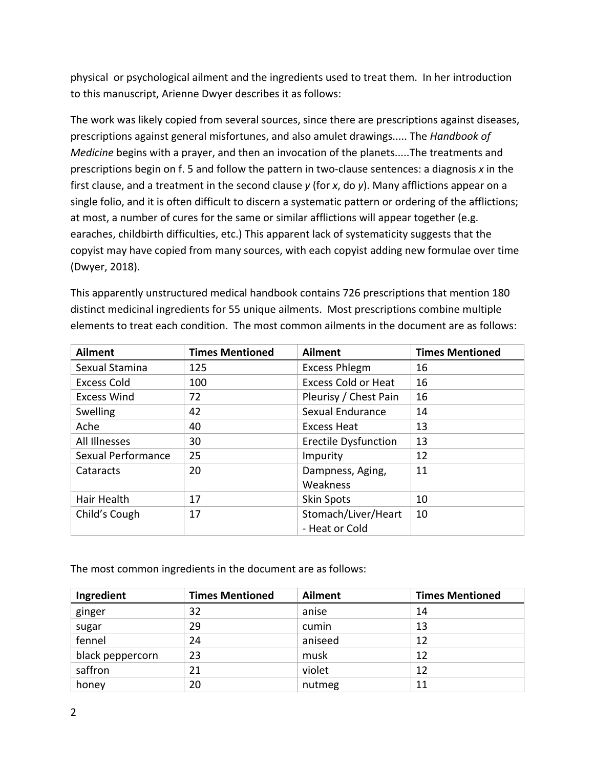physical or psychological ailment and the ingredients used to treat them. In her introduction to this manuscript, Arienne Dwyer describes it as follows:

The work was likely copied from several sources, since there are prescriptions against diseases, prescriptions against general misfortunes, and also amulet drawings..... The *Handbook of Medicine* begins with a prayer, and then an invocation of the planets.....The treatments and prescriptions begin on f. 5 and follow the pattern in two-clause sentences: a diagnosis *x* in the first clause, and a treatment in the second clause *y* (for *x*, do *y*). Many afflictions appear on a single folio, and it is often difficult to discern a systematic pattern or ordering of the afflictions; at most, a number of cures for the same or similar afflictions will appear together (e.g. earaches, childbirth difficulties, etc.) This apparent lack of systematicity suggests that the copyist may have copied from many sources, with each copyist adding new formulae over time (Dwyer, 2018).

This apparently unstructured medical handbook contains 726 prescriptions that mention 180 distinct medicinal ingredients for 55 unique ailments. Most prescriptions combine multiple elements to treat each condition. The most common ailments in the document are as follows:

| Ailment | Times Mentioned | Ailment | Times Mentioned |
|---|---|---|---|
| Sexual Stamina | 125 | Excess Phlegm | 16 |
| Excess Cold | 100 | Excess Cold or Heat | 16 |
| Excess Wind | 72 | Pleurisy / Chest Pain | 16 |
| Swelling | 42 | Sexual Endurance | 14 |
| Ache | 40 | Excess Heat | 13 |
| All Illnesses | 30 | Erectile Dysfunction | 13 |
| Sexual Performance | 25 | Impurity | 12 |
| Cataracts | 20 | Dampness, Aging, Weakness | 11 |
| Hair Health | 17 | Skin Spots | 10 |
| Child's Cough | 17 | Stomach/Liver/Heart - Heat or Cold | 10 |

The most common ingredients in the document are as follows:

| Ingredient | Times Mentioned | Ailment | Times Mentioned |
|---|---|---|---|
| ginger | 32 | anise | 14 |
| sugar | 29 | cumin | 13 |
| fennel | 24 | aniseed | 12 |
| black peppercorn | 23 | musk | 12 |
| saffron | 21 | violet | 12 |
| honey | 20 | nutmeg | 11 |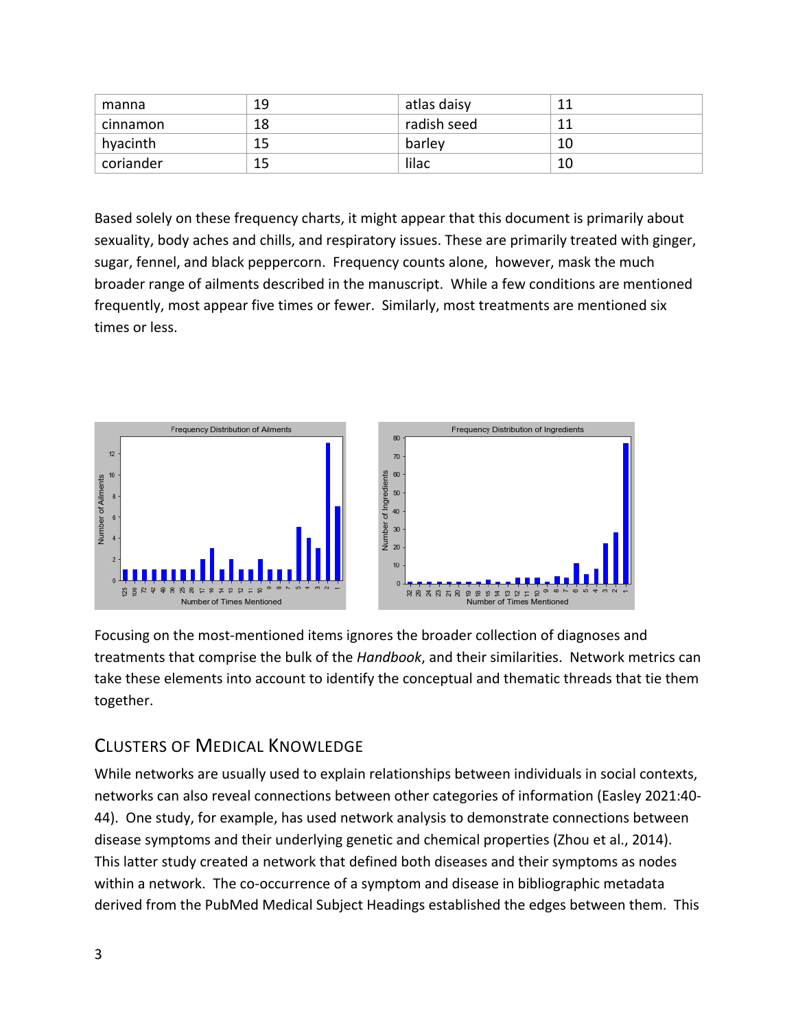| manna | 19 | atlas daisy | 11 |
|---|---|---|---|
| cinnamon | 18 | radish seed | 11 |
| hyacinth | 15 | barley | 10 |
| coriander | 15 | lilac | 10 |

Based solely on these frequency charts, it might appear that this document is primarily about sexuality, body aches and chills, and respiratory issues. These are primarily treated with ginger, sugar, fennel, and black peppercorn. Frequency counts alone, however, mask the much broader range of ailments described in the manuscript. While a few conditions are mentioned frequently, most appear five times or fewer. Similarly, most treatments are mentioned six times or less.

Focusing on the most-mentioned items ignores the broader collection of diagnoses and treatments that comprise the bulk of the *Handbook*, and their similarities. Network metrics can take these elements into account to identify the conceptual and thematic threads that tie them together.

## Clusters of Medical Knowledge

While networks are usually used to explain relationships between individuals in social contexts, networks can also reveal connections between other categories of information (Easley 2021:40-44). One study, for example, has used network analysis to demonstrate connections between disease symptoms and their underlying genetic and chemical properties (Zhou et al., 2014). This latter study created a network that defined both diseases and their symptoms as nodes within a network. The co-occurrence of a symptom and disease in bibliographic metadata derived from the PubMed Medical Subject Headings established the edges between them. This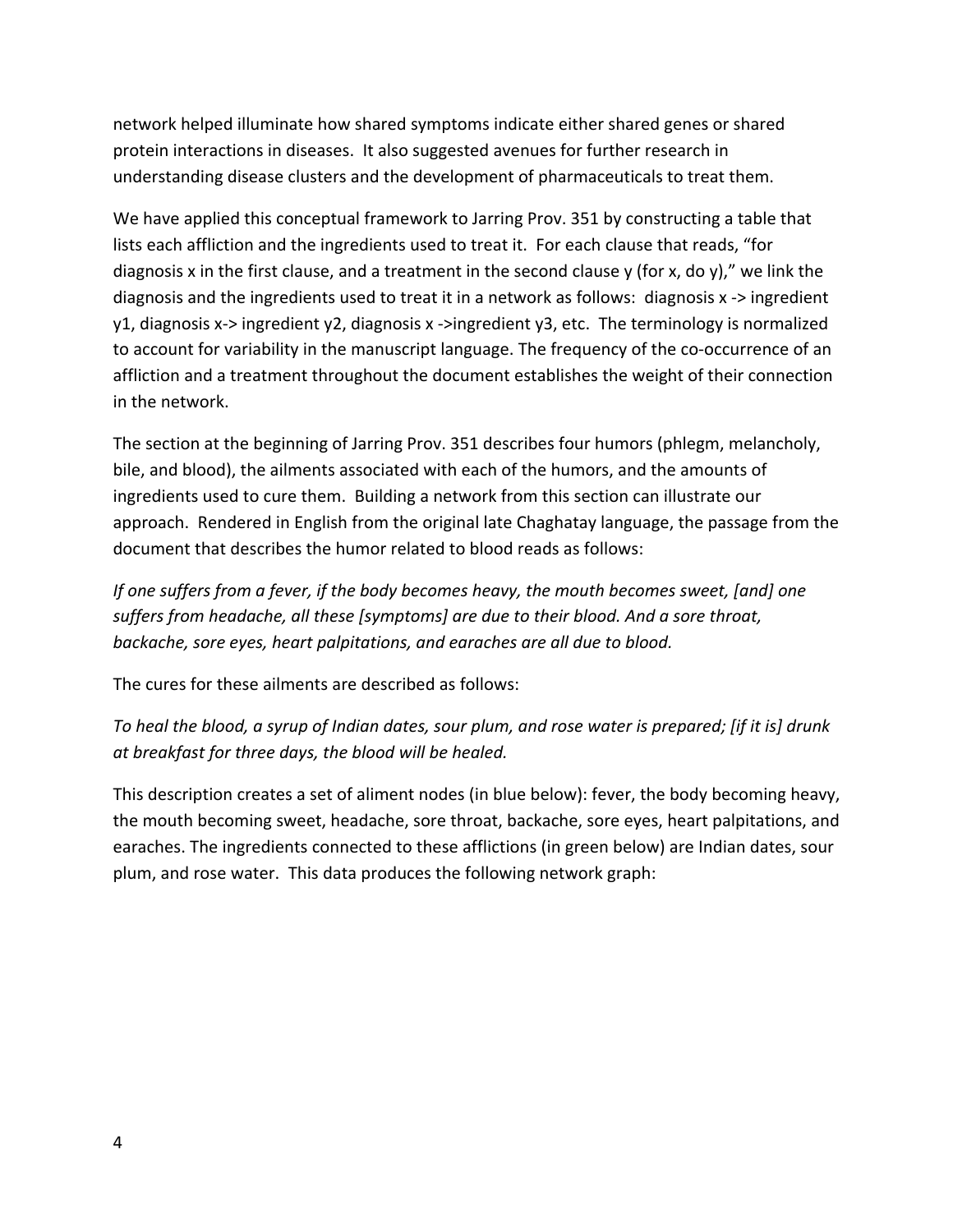network helped illuminate how shared symptoms indicate either shared genes or shared protein interactions in diseases. It also suggested avenues for further research in understanding disease clusters and the development of pharmaceuticals to treat them.

We have applied this conceptual framework to Jarring Prov. 351 by constructing a table that lists each affliction and the ingredients used to treat it. For each clause that reads, "for diagnosis x in the first clause, and a treatment in the second clause y (for x, do y)," we link the diagnosis and the ingredients used to treat it in a network as follows: diagnosis x -> ingredient y1, diagnosis x-> ingredient y2, diagnosis x ->ingredient y3, etc. The terminology is normalized to account for variability in the manuscript language. The frequency of the co-occurrence of an affliction and a treatment throughout the document establishes the weight of their connection in the network.

The section at the beginning of Jarring Prov. 351 describes four humors (phlegm, melancholy, bile, and blood), the ailments associated with each of the humors, and the amounts of ingredients used to cure them. Building a network from this section can illustrate our approach. Rendered in English from the original late Chaghatay language, the passage from the document that describes the humor related to blood reads as follows:

*If one suffers from a fever, if the body becomes heavy, the mouth becomes sweet, [and] one suffers from headache, all these [symptoms] are due to their blood. And a sore throat, backache, sore eyes, heart palpitations, and earaches are all due to blood.*

The cures for these ailments are described as follows:

*To heal the blood, a syrup of Indian dates, sour plum, and rose water is prepared; [if it is] drunk at breakfast for three days, the blood will be healed.*

This description creates a set of aliment nodes (in blue below): fever, the body becoming heavy, the mouth becoming sweet, headache, sore throat, backache, sore eyes, heart palpitations, and earaches. The ingredients connected to these afflictions (in green below) are Indian dates, sour plum, and rose water. This data produces the following network graph: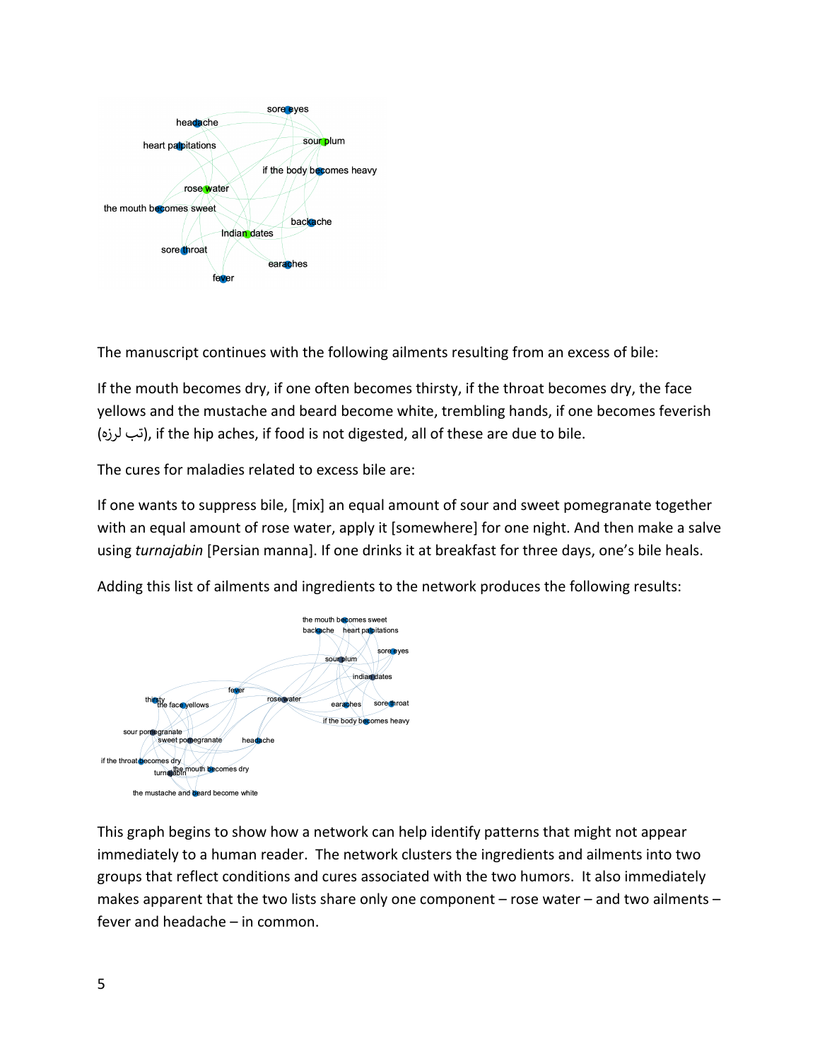The manuscript continues with the following ailments resulting from an excess of bile:

If the mouth becomes dry, if one often becomes thirsty, if the throat becomes dry, the face yellows and the mustache and beard become white, trembling hands, if one becomes feverish (تب لرزه), if the hip aches, if food is not digested, all of these are due to bile.

The cures for maladies related to excess bile are:

If one wants to suppress bile, [mix] an equal amount of sour and sweet pomegranate together with an equal amount of rose water, apply it [somewhere] for one night. And then make a salve using *turnajabin* [Persian manna]. If one drinks it at breakfast for three days, one's bile heals.

Adding this list of ailments and ingredients to the network produces the following results:

This graph begins to show how a network can help identify patterns that might not appear immediately to a human reader. The network clusters the ingredients and ailments into two groups that reflect conditions and cures associated with the two humors. It also immediately makes apparent that the two lists share only one component – rose water – and two ailments – fever and headache – in common.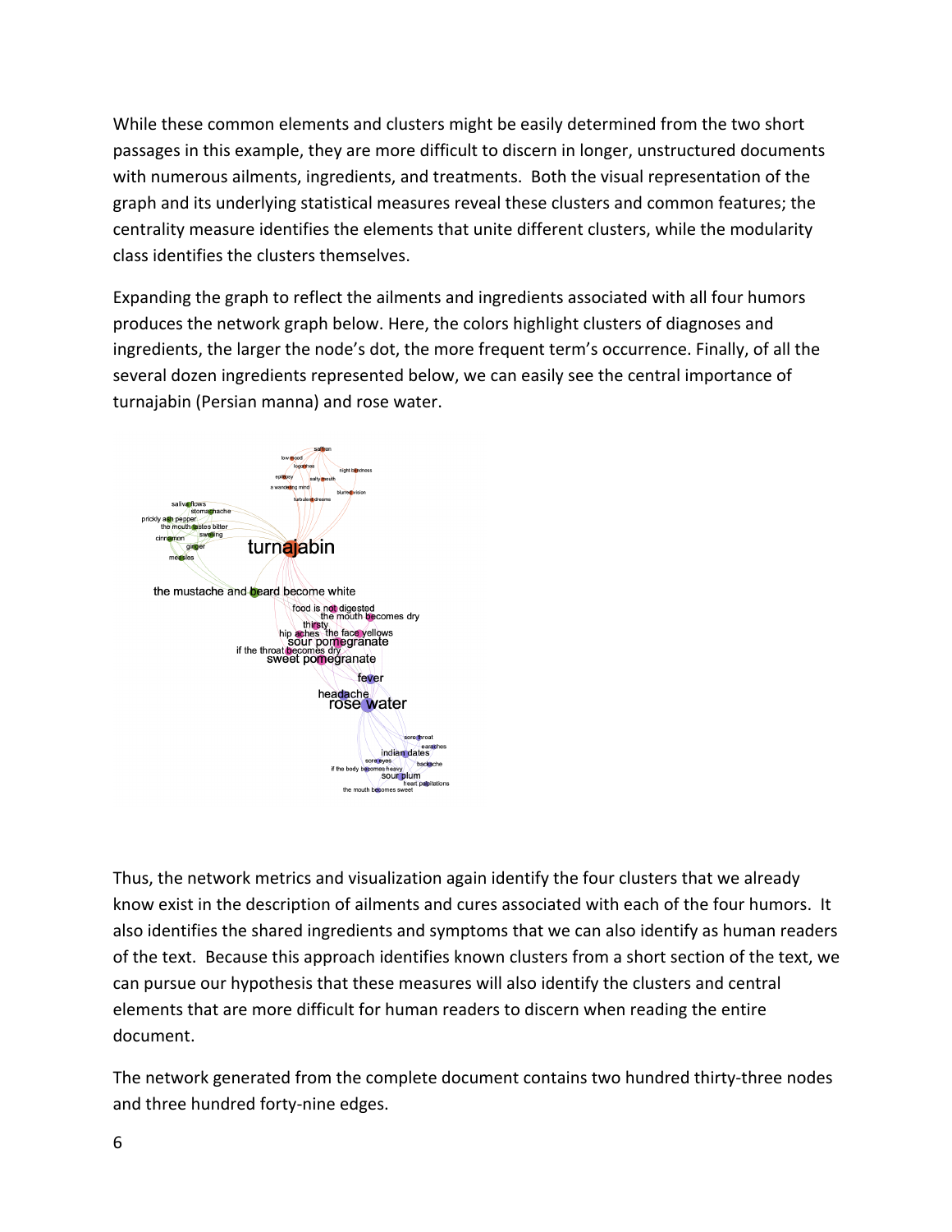While these common elements and clusters might be easily determined from the two short passages in this example, they are more difficult to discern in longer, unstructured documents with numerous ailments, ingredients, and treatments. Both the visual representation of the graph and its underlying statistical measures reveal these clusters and common features; the centrality measure identifies the elements that unite different clusters, while the modularity class identifies the clusters themselves.

Expanding the graph to reflect the ailments and ingredients associated with all four humors produces the network graph below. Here, the colors highlight clusters of diagnoses and ingredients, the larger the node's dot, the more frequent term's occurrence. Finally, of all the several dozen ingredients represented below, we can easily see the central importance of turnajabin (Persian manna) and rose water.

Thus, the network metrics and visualization again identify the four clusters that we already know exist in the description of ailments and cures associated with each of the four humors. It also identifies the shared ingredients and symptoms that we can also identify as human readers of the text. Because this approach identifies known clusters from a short section of the text, we can pursue our hypothesis that these measures will also identify the clusters and central elements that are more difficult for human readers to discern when reading the entire document.

The network generated from the complete document contains two hundred thirty-three nodes and three hundred forty-nine edges.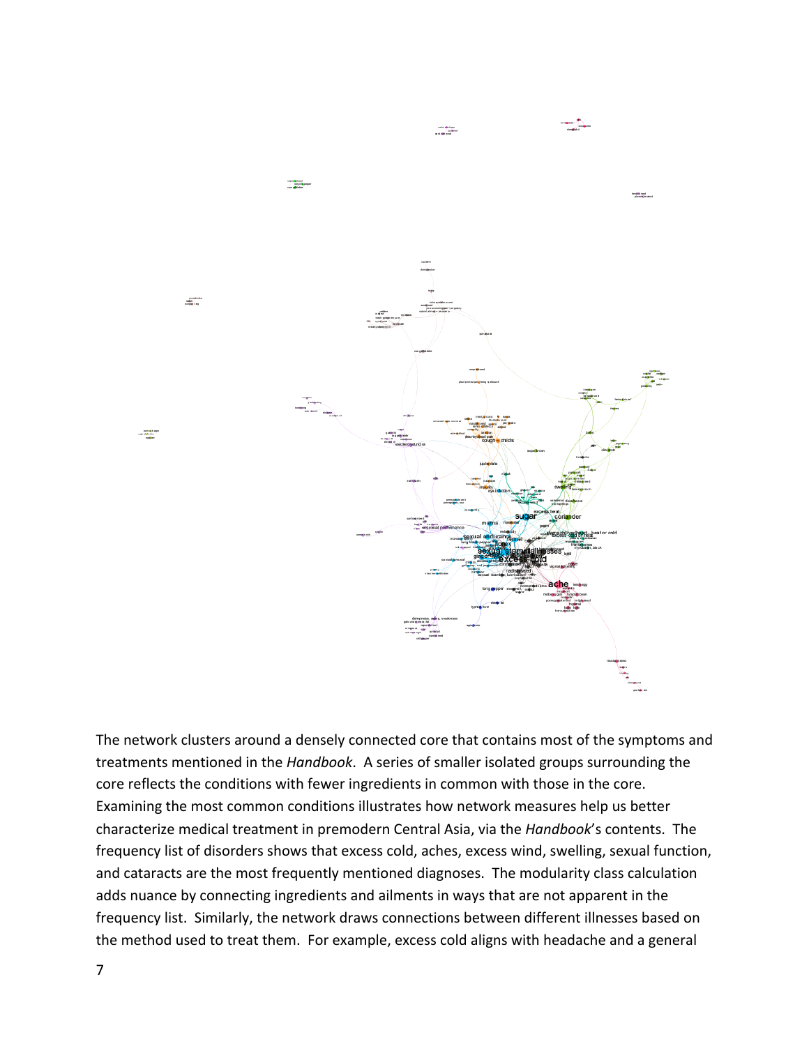The network clusters around a densely connected core that contains most of the symptoms and treatments mentioned in the *Handbook*. A series of smaller isolated groups surrounding the core reflects the conditions with fewer ingredients in common with those in the core. Examining the most common conditions illustrates how network measures help us better characterize medical treatment in premodern Central Asia, via the *Handbook*'s contents. The frequency list of disorders shows that excess cold, aches, excess wind, swelling, sexual function, and cataracts are the most frequently mentioned diagnoses. The modularity class calculation adds nuance by connecting ingredients and ailments in ways that are not apparent in the frequency list. Similarly, the network draws connections between different illnesses based on the method used to treat them. For example, excess cold aligns with headache and a general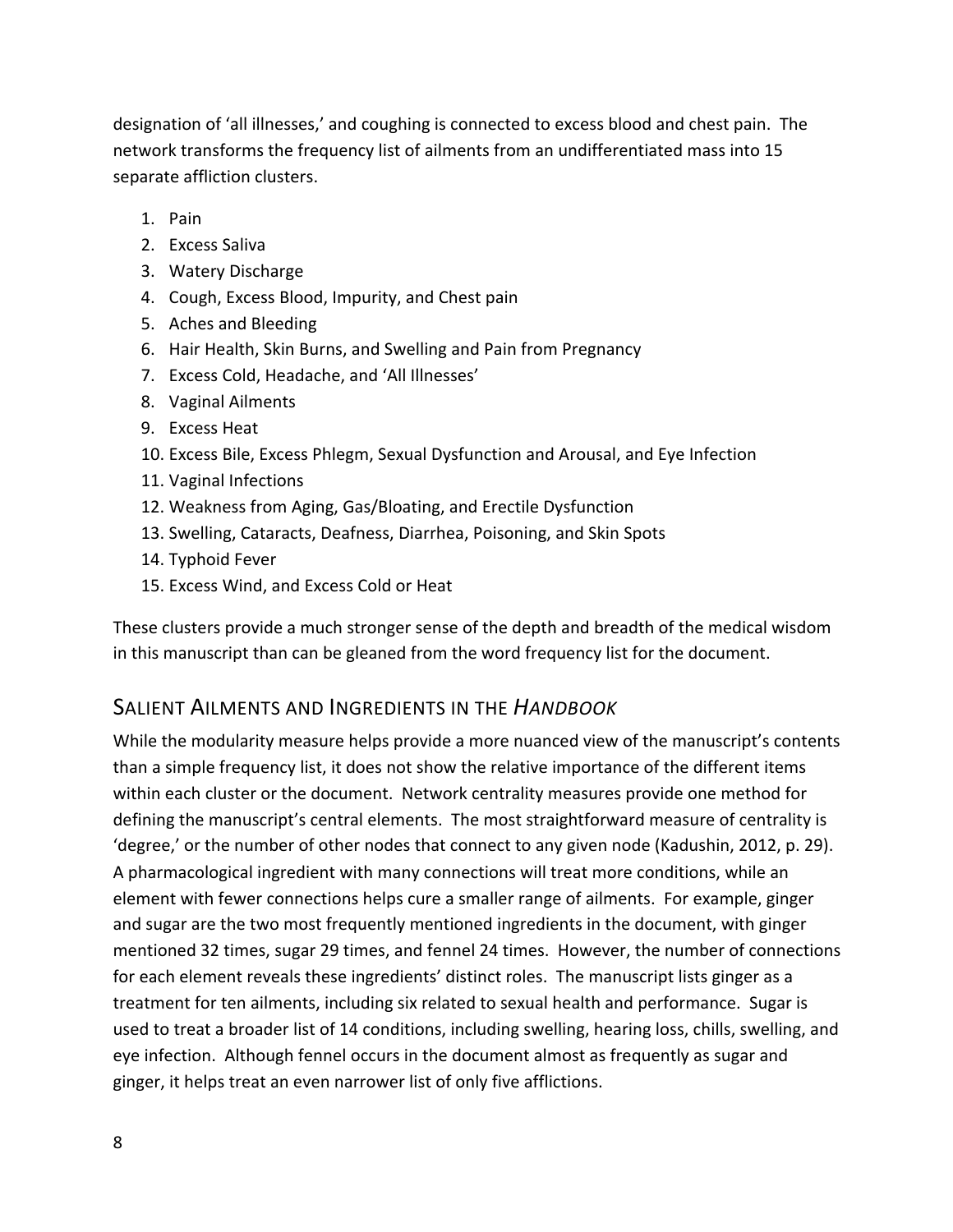designation of 'all illnesses,' and coughing is connected to excess blood and chest pain. The network transforms the frequency list of ailments from an undifferentiated mass into 15 separate affliction clusters.

1. Pain
2. Excess Saliva
3. Watery Discharge
4. Cough, Excess Blood, Impurity, and Chest pain
5. Aches and Bleeding
6. Hair Health, Skin Burns, and Swelling and Pain from Pregnancy
7. Excess Cold, Headache, and 'All Illnesses'
8. Vaginal Ailments
9. Excess Heat
10. Excess Bile, Excess Phlegm, Sexual Dysfunction and Arousal, and Eye Infection
11. Vaginal Infections
12. Weakness from Aging, Gas/Bloating, and Erectile Dysfunction
13. Swelling, Cataracts, Deafness, Diarrhea, Poisoning, and Skin Spots
14. Typhoid Fever
15. Excess Wind, and Excess Cold or Heat

These clusters provide a much stronger sense of the depth and breadth of the medical wisdom in this manuscript than can be gleaned from the word frequency list for the document.

## SALIENT AILMENTS AND INGREDIENTS IN THE *HANDBOOK*

While the modularity measure helps provide a more nuanced view of the manuscript's contents than a simple frequency list, it does not show the relative importance of the different items within each cluster or the document. Network centrality measures provide one method for defining the manuscript's central elements. The most straightforward measure of centrality is 'degree,' or the number of other nodes that connect to any given node (Kadushin, 2012, p. 29). A pharmacological ingredient with many connections will treat more conditions, while an element with fewer connections helps cure a smaller range of ailments. For example, ginger and sugar are the two most frequently mentioned ingredients in the document, with ginger mentioned 32 times, sugar 29 times, and fennel 24 times. However, the number of connections for each element reveals these ingredients' distinct roles. The manuscript lists ginger as a treatment for ten ailments, including six related to sexual health and performance. Sugar is used to treat a broader list of 14 conditions, including swelling, hearing loss, chills, swelling, and eye infection. Although fennel occurs in the document almost as frequently as sugar and ginger, it helps treat an even narrower list of only five afflictions.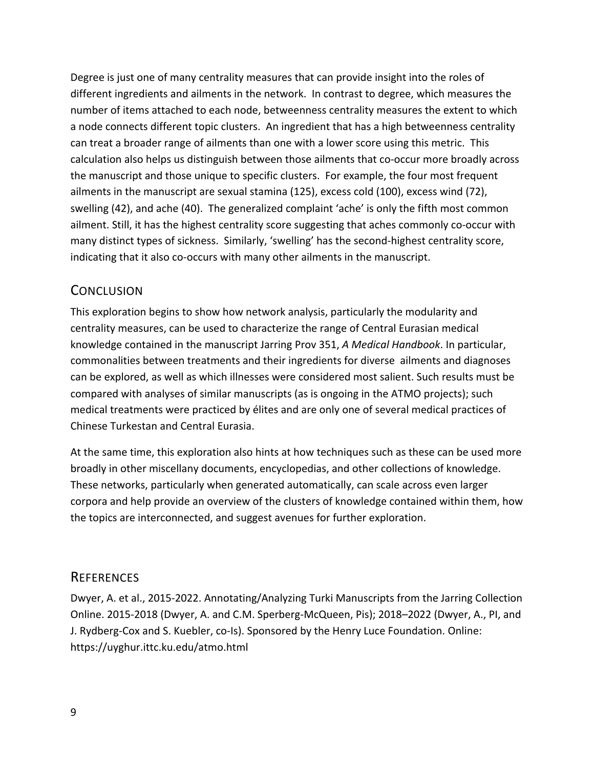Degree is just one of many centrality measures that can provide insight into the roles of different ingredients and ailments in the network. In contrast to degree, which measures the number of items attached to each node, betweenness centrality measures the extent to which a node connects different topic clusters. An ingredient that has a high betweenness centrality can treat a broader range of ailments than one with a lower score using this metric. This calculation also helps us distinguish between those ailments that co-occur more broadly across the manuscript and those unique to specific clusters. For example, the four most frequent ailments in the manuscript are sexual stamina (125), excess cold (100), excess wind (72), swelling (42), and ache (40). The generalized complaint 'ache' is only the fifth most common ailment. Still, it has the highest centrality score suggesting that aches commonly co-occur with many distinct types of sickness. Similarly, 'swelling' has the second-highest centrality score, indicating that it also co-occurs with many other ailments in the manuscript.

## Conclusion

This exploration begins to show how network analysis, particularly the modularity and centrality measures, can be used to characterize the range of Central Eurasian medical knowledge contained in the manuscript Jarring Prov 351, *A Medical Handbook*. In particular, commonalities between treatments and their ingredients for diverse ailments and diagnoses can be explored, as well as which illnesses were considered most salient. Such results must be compared with analyses of similar manuscripts (as is ongoing in the ATMO projects); such medical treatments were practiced by élites and are only one of several medical practices of Chinese Turkestan and Central Eurasia.

At the same time, this exploration also hints at how techniques such as these can be used more broadly in other miscellany documents, encyclopedias, and other collections of knowledge. These networks, particularly when generated automatically, can scale across even larger corpora and help provide an overview of the clusters of knowledge contained within them, how the topics are interconnected, and suggest avenues for further exploration.

## References

Dwyer, A. et al., 2015-2022. Annotating/Analyzing Turki Manuscripts from the Jarring Collection Online. 2015-2018 (Dwyer, A. and C.M. Sperberg-McQueen, Pis); 2018–2022 (Dwyer, A., PI, and J. Rydberg-Cox and S. Kuebler, co-Is). Sponsored by the Henry Luce Foundation. Online: https://uyghur.ittc.ku.edu/atmo.html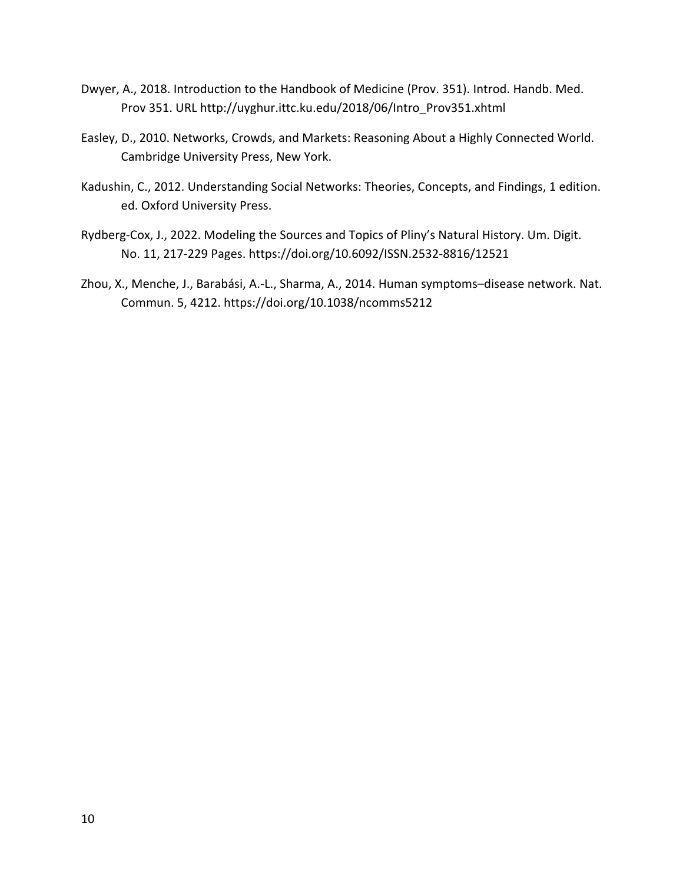Dwyer, A., 2018. Introduction to the Handbook of Medicine (Prov. 351). Introd. Handb. Med. Prov 351. URL http://uyghur.ittc.ku.edu/2018/06/Intro_Prov351.xhtml

Easley, D., 2010. Networks, Crowds, and Markets: Reasoning About a Highly Connected World. Cambridge University Press, New York.

Kadushin, C., 2012. Understanding Social Networks: Theories, Concepts, and Findings, 1 edition. ed. Oxford University Press.

Rydberg-Cox, J., 2022. Modeling the Sources and Topics of Pliny's Natural History. Um. Digit. No. 11, 217-229 Pages. https://doi.org/10.6092/ISSN.2532-8816/12521

Zhou, X., Menche, J., Barabási, A.-L., Sharma, A., 2014. Human symptoms–disease network. Nat. Commun. 5, 4212. https://doi.org/10.1038/ncomms5212